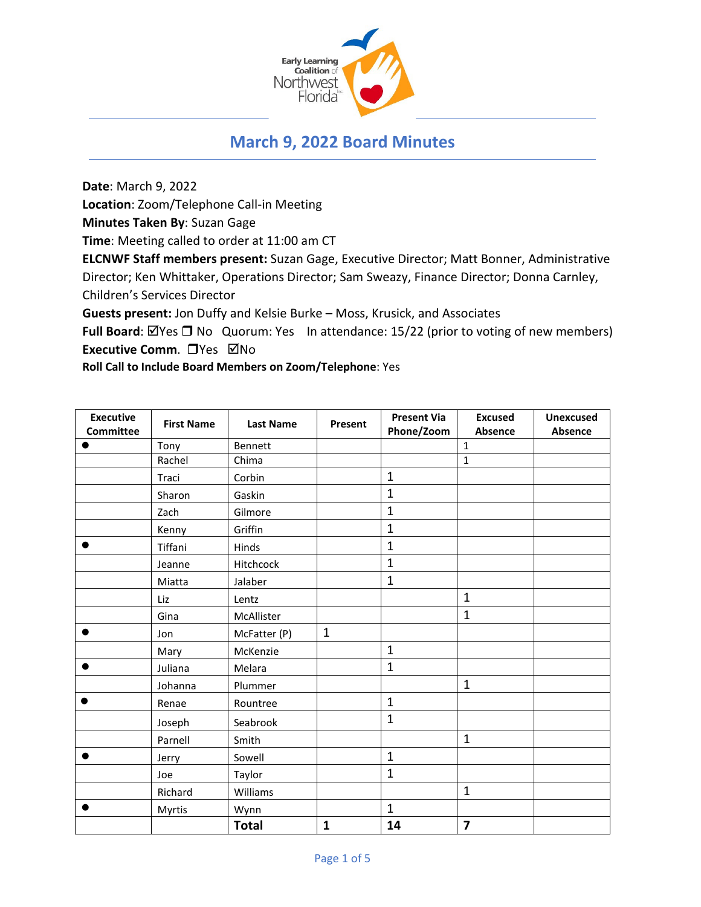# March 9, 2022 Board Minutes

**Date**: March 9, 2022
**Location**: Zoom/Telephone Call-in Meeting
**Minutes Taken By**: Suzan Gage
**Time**: Meeting called to order at 11:00 am CT
**ELCNWF Staff members present:** Suzan Gage, Executive Director; Matt Bonner, Administrative Director; Ken Whittaker, Operations Director; Sam Sweazy, Finance Director; Donna Carnley, Children's Services Director
**Guests present:** Jon Duffy and Kelsie Burke – Moss, Krusick, and Associates
**Full Board**: ☑Yes ❒ No Quorum: Yes In attendance: 15/22 (prior to voting of new members)
**Executive Comm**. ❒Yes ☑No
**Roll Call to Include Board Members on Zoom/Telephone**: Yes

| Executive Committee | First Name | Last Name | Present | Present Via Phone/Zoom | Excused Absence | Unexcused Absence |
|---|---|---|---|---|---|---|
| ● | Tony | Bennett | | | 1 | |
| | Rachel | Chima | | | 1 | |
| | Traci | Corbin | | 1 | | |
| | Sharon | Gaskin | | 1 | | |
| | Zach | Gilmore | | 1 | | |
| | Kenny | Griffin | | 1 | | |
| ● | Tiffani | Hinds | | 1 | | |
| | Jeanne | Hitchcock | | 1 | | |
| | Miatta | Jalaber | | 1 | | |
| | Liz | Lentz | | | 1 | |
| | Gina | McAllister | | | 1 | |
| ● | Jon | McFatter (P) | 1 | | | |
| | Mary | McKenzie | | 1 | | |
| ● | Juliana | Melara | | 1 | | |
| | Johanna | Plummer | | | 1 | |
| ● | Renae | Rountree | | 1 | | |
| | Joseph | Seabrook | | 1 | | |
| | Parnell | Smith | | | 1 | |
| ● | Jerry | Sowell | | 1 | | |
| | Joe | Taylor | | 1 | | |
| | Richard | Williams | | | 1 | |
| ● | Myrtis | Wynn | | 1 | | |
| | | **Total** | **1** | **14** | **7** | |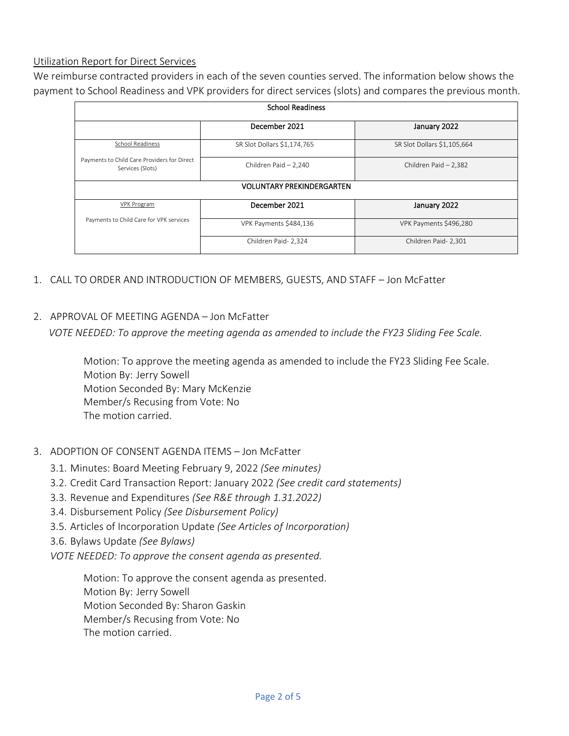Utilization Report for Direct Services

We reimburse contracted providers in each of the seven counties served. The information below shows the payment to School Readiness and VPK providers for direct services (slots) and compares the previous month.

| School Readiness | | |
|---|---|---|
| | December 2021 | January 2022 |
| School Readiness<br><br>Payments to Child Care Providers for Direct Services (Slots) | SR Slot Dollars $1,174,765 | SR Slot Dollars $1,105,664 |
| | Children Paid – 2,240 | Children Paid – 2,382 |
| **VOLUNTARY PREKINDERGARTEN** | | |
| VPK Program<br><br>Payments to Child Care for VPK services | December 2021 | January 2022 |
| | VPK Payments $484,136 | VPK Payments $496,280 |
| | Children Paid- 2,324 | Children Paid- 2,301 |

1. CALL TO ORDER AND INTRODUCTION OF MEMBERS, GUESTS, AND STAFF – Jon McFatter

2. APPROVAL OF MEETING AGENDA – Jon McFatter
   *VOTE NEEDED: To approve the meeting agenda as amended to include the FY23 Sliding Fee Scale.*

   Motion: To approve the meeting agenda as amended to include the FY23 Sliding Fee Scale.
   Motion By: Jerry Sowell
   Motion Seconded By: Mary McKenzie
   Member/s Recusing from Vote: No
   The motion carried.

3. ADOPTION OF CONSENT AGENDA ITEMS – Jon McFatter
   3.1. Minutes: Board Meeting February 9, 2022 *(See minutes)*
   3.2. Credit Card Transaction Report: January 2022 *(See credit card statements)*
   3.3. Revenue and Expenditures *(See R&E through 1.31.2022)*
   3.4. Disbursement Policy *(See Disbursement Policy)*
   3.5. Articles of Incorporation Update *(See Articles of Incorporation)*
   3.6. Bylaws Update *(See Bylaws)*
   *VOTE NEEDED: To approve the consent agenda as presented.*

   Motion: To approve the consent agenda as presented.
   Motion By: Jerry Sowell
   Motion Seconded By: Sharon Gaskin
   Member/s Recusing from Vote: No
   The motion carried.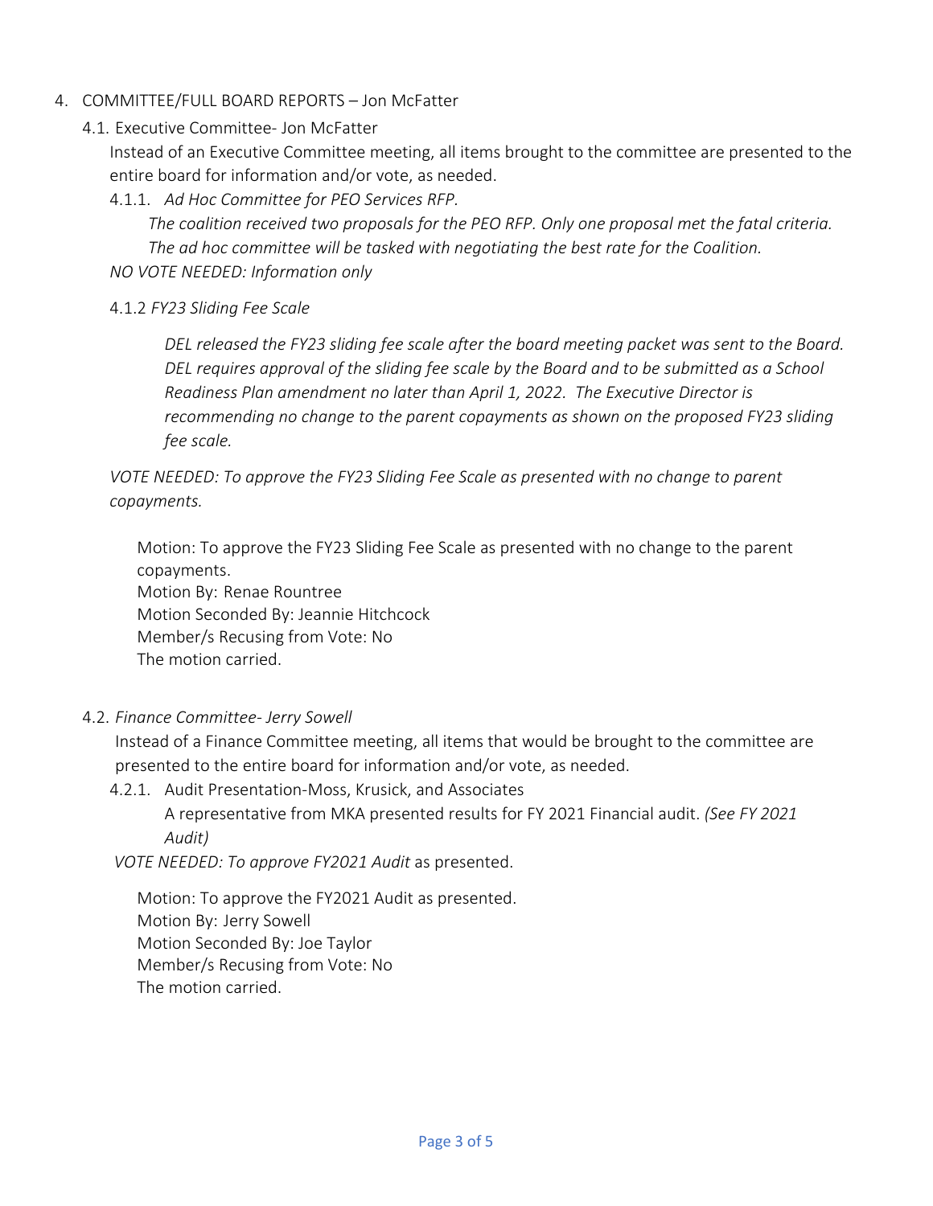4. COMMITTEE/FULL BOARD REPORTS – Jon McFatter

   4.1. Executive Committee- Jon McFatter

   Instead of an Executive Committee meeting, all items brought to the committee are presented to the entire board for information and/or vote, as needed.

   4.1.1. *Ad Hoc Committee for PEO Services RFP.*

   *The coalition received two proposals for the PEO RFP. Only one proposal met the fatal criteria. The ad hoc committee will be tasked with negotiating the best rate for the Coalition.*

   *NO VOTE NEEDED: Information only*

   4.1.2 *FY23 Sliding Fee Scale*

   *DEL released the FY23 sliding fee scale after the board meeting packet was sent to the Board. DEL requires approval of the sliding fee scale by the Board and to be submitted as a School Readiness Plan amendment no later than April 1, 2022. The Executive Director is recommending no change to the parent copayments as shown on the proposed FY23 sliding fee scale.*

   *VOTE NEEDED: To approve the FY23 Sliding Fee Scale as presented with no change to parent copayments.*

   Motion: To approve the FY23 Sliding Fee Scale as presented with no change to the parent copayments.
   Motion By: Renae Rountree
   Motion Seconded By: Jeannie Hitchcock
   Member/s Recusing from Vote: No
   The motion carried.

   4.2. *Finance Committee- Jerry Sowell*

   Instead of a Finance Committee meeting, all items that would be brought to the committee are presented to the entire board for information and/or vote, as needed.

   4.2.1. Audit Presentation-Moss, Krusick, and Associates

   A representative from MKA presented results for FY 2021 Financial audit. *(See FY 2021 Audit)*

   *VOTE NEEDED: To approve FY2021 Audit* as presented.

   Motion: To approve the FY2021 Audit as presented.
   Motion By: Jerry Sowell
   Motion Seconded By: Joe Taylor
   Member/s Recusing from Vote: No
   The motion carried.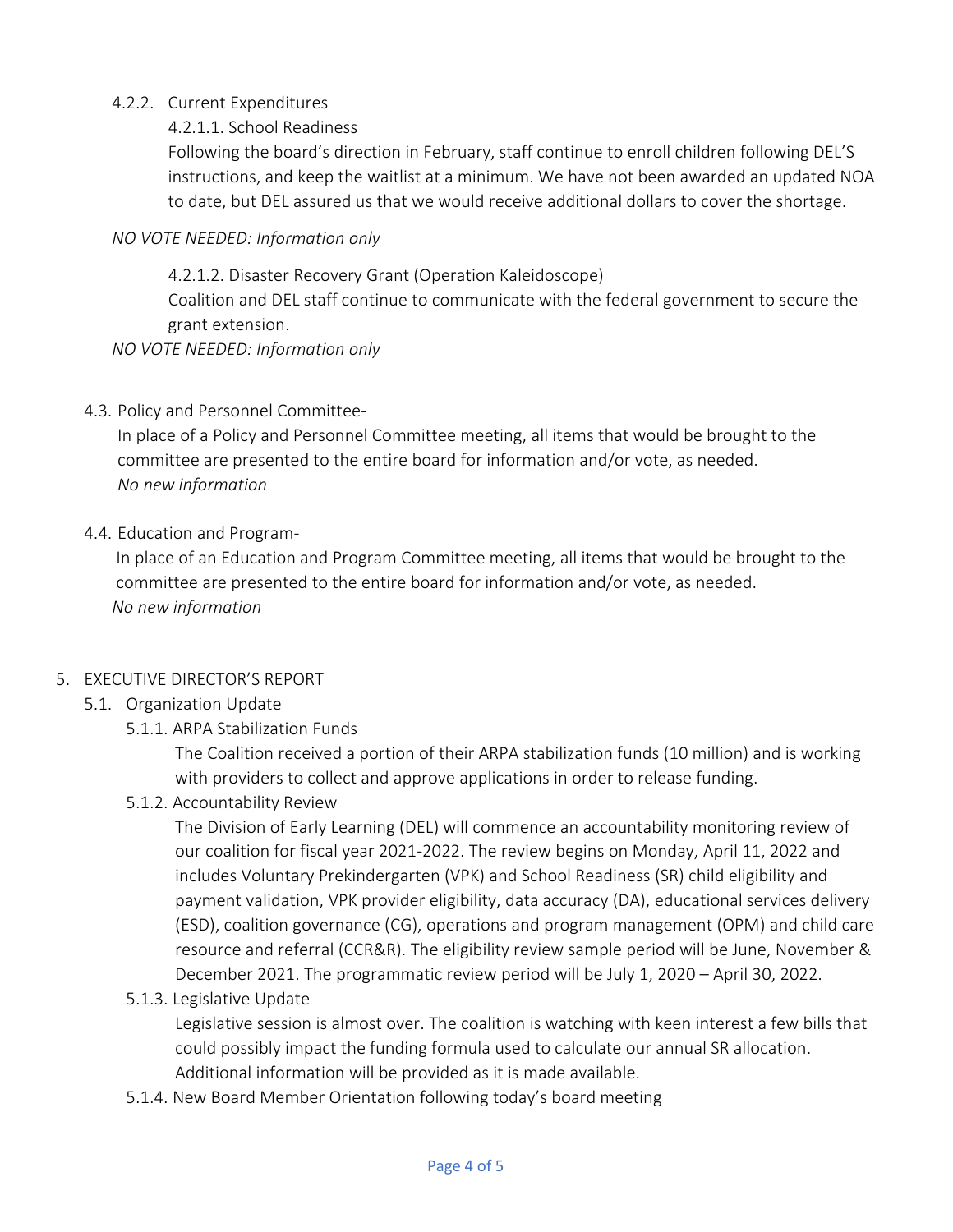4.2.2. Current Expenditures

4.2.1.1. School Readiness

Following the board's direction in February, staff continue to enroll children following DEL'S instructions, and keep the waitlist at a minimum. We have not been awarded an updated NOA to date, but DEL assured us that we would receive additional dollars to cover the shortage.

*NO VOTE NEEDED: Information only*

4.2.1.2. Disaster Recovery Grant (Operation Kaleidoscope)

Coalition and DEL staff continue to communicate with the federal government to secure the grant extension.

*NO VOTE NEEDED: Information only*

4.3. Policy and Personnel Committee-

In place of a Policy and Personnel Committee meeting, all items that would be brought to the committee are presented to the entire board for information and/or vote, as needed.

*No new information*

4.4. Education and Program-

In place of an Education and Program Committee meeting, all items that would be brought to the committee are presented to the entire board for information and/or vote, as needed.

*No new information*

5. EXECUTIVE DIRECTOR'S REPORT

5.1. Organization Update

5.1.1. ARPA Stabilization Funds

The Coalition received a portion of their ARPA stabilization funds (10 million) and is working with providers to collect and approve applications in order to release funding.

5.1.2. Accountability Review

The Division of Early Learning (DEL) will commence an accountability monitoring review of our coalition for fiscal year 2021-2022. The review begins on Monday, April 11, 2022 and includes Voluntary Prekindergarten (VPK) and School Readiness (SR) child eligibility and payment validation, VPK provider eligibility, data accuracy (DA), educational services delivery (ESD), coalition governance (CG), operations and program management (OPM) and child care resource and referral (CCR&R). The eligibility review sample period will be June, November & December 2021. The programmatic review period will be July 1, 2020 – April 30, 2022.

5.1.3. Legislative Update

Legislative session is almost over. The coalition is watching with keen interest a few bills that could possibly impact the funding formula used to calculate our annual SR allocation. Additional information will be provided as it is made available.

5.1.4. New Board Member Orientation following today's board meeting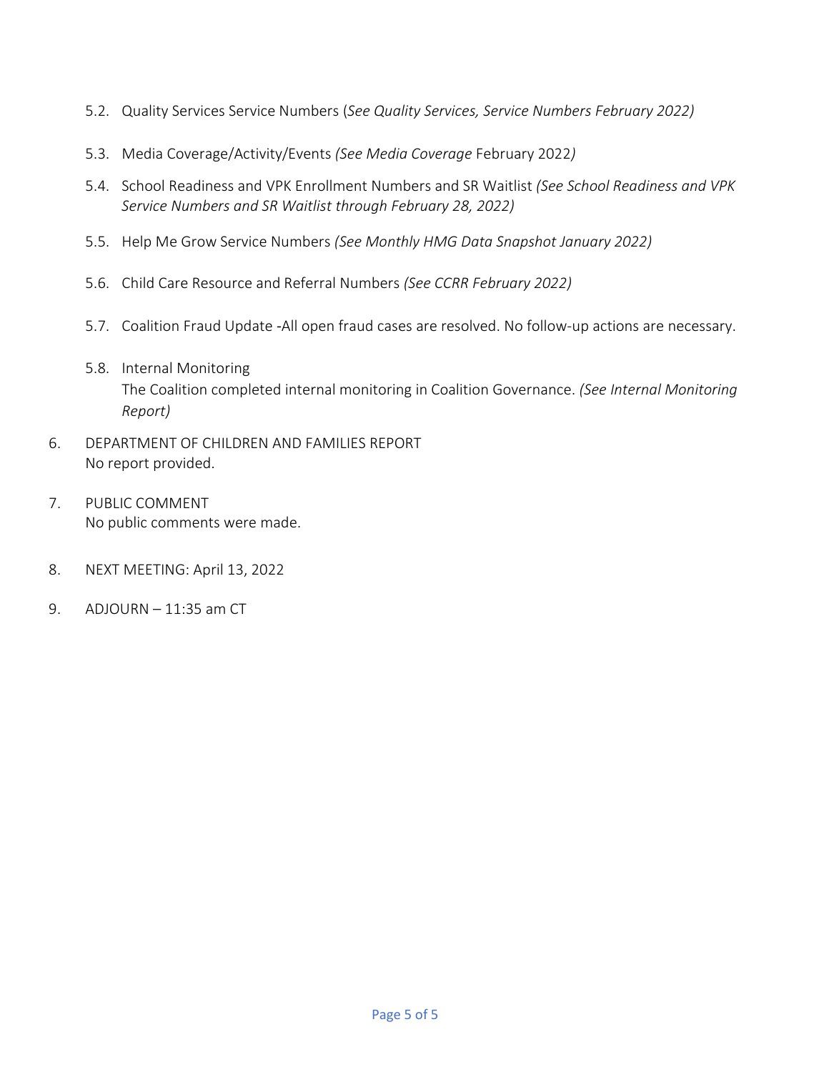5.2. Quality Services Service Numbers (*See Quality Services, Service Numbers February 2022)*

5.3. Media Coverage/Activity/Events *(See Media Coverage* February 2022*)*

5.4. School Readiness and VPK Enrollment Numbers and SR Waitlist *(See School Readiness and VPK Service Numbers and SR Waitlist through February 28, 2022)*

5.5. Help Me Grow Service Numbers *(See Monthly HMG Data Snapshot January 2022)*

5.6. Child Care Resource and Referral Numbers *(See CCRR February 2022)*

5.7. Coalition Fraud Update -All open fraud cases are resolved. No follow-up actions are necessary.

5.8. Internal Monitoring
The Coalition completed internal monitoring in Coalition Governance. *(See Internal Monitoring Report)*

6. DEPARTMENT OF CHILDREN AND FAMILIES REPORT
No report provided.

7. PUBLIC COMMENT
No public comments were made.

8. NEXT MEETING: April 13, 2022

9. ADJOURN – 11:35 am CT